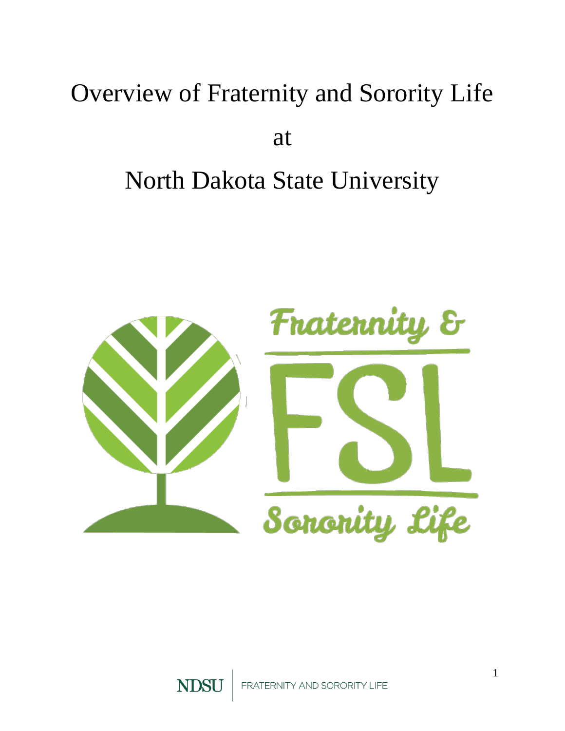# Overview of Fraternity and Sorority Life

# at

# North Dakota State University

Fraternity &

FSL

Sorority Life

NDSU | FRATERNITY AND SORORITY LIFE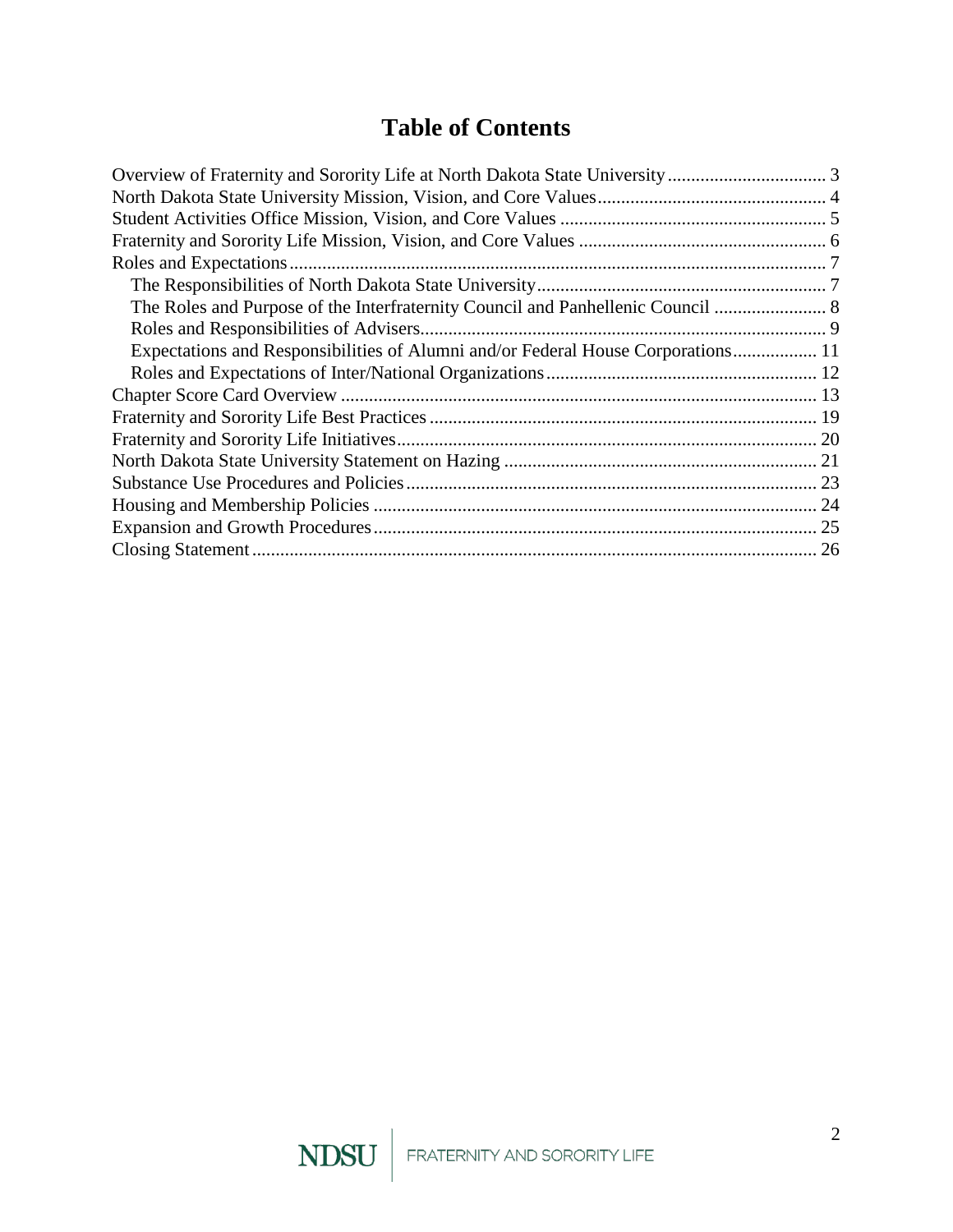# Table of Contents

- Overview of Fraternity and Sorority Life at North Dakota State University .......... 3
- North Dakota State University Mission, Vision, and Core Values .......... 4
- Student Activities Office Mission, Vision, and Core Values .......... 5
- Fraternity and Sorority Life Mission, Vision, and Core Values .......... 6
- Roles and Expectations .......... 7
  - The Responsibilities of North Dakota State University .......... 7
  - The Roles and Purpose of the Interfraternity Council and Panhellenic Council .......... 8
  - Roles and Responsibilities of Advisers .......... 9
  - Expectations and Responsibilities of Alumni and/or Federal House Corporations .......... 11
  - Roles and Expectations of Inter/National Organizations .......... 12
- Chapter Score Card Overview .......... 13
- Fraternity and Sorority Life Best Practices .......... 19
- Fraternity and Sorority Life Initiatives .......... 20
- North Dakota State University Statement on Hazing .......... 21
- Substance Use Procedures and Policies .......... 23
- Housing and Membership Policies .......... 24
- Expansion and Growth Procedures .......... 25
- Closing Statement .......... 26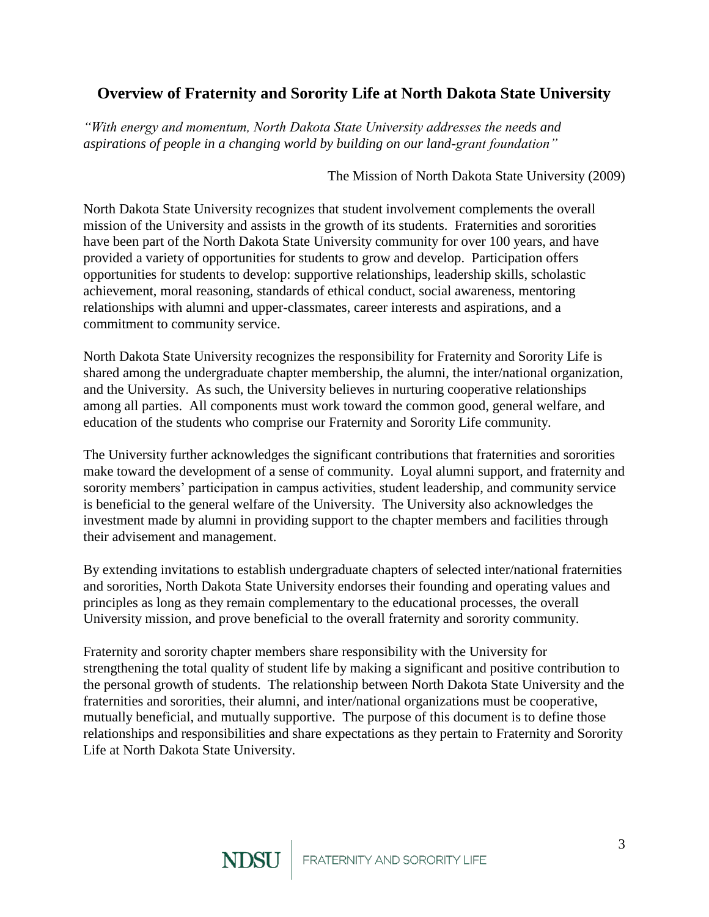## Overview of Fraternity and Sorority Life at North Dakota State University

*"With energy and momentum, North Dakota State University addresses the needs and aspirations of people in a changing world by building on our land-grant foundation"*

The Mission of North Dakota State University (2009)

North Dakota State University recognizes that student involvement complements the overall mission of the University and assists in the growth of its students. Fraternities and sororities have been part of the North Dakota State University community for over 100 years, and have provided a variety of opportunities for students to grow and develop. Participation offers opportunities for students to develop: supportive relationships, leadership skills, scholastic achievement, moral reasoning, standards of ethical conduct, social awareness, mentoring relationships with alumni and upper-classmates, career interests and aspirations, and a commitment to community service.

North Dakota State University recognizes the responsibility for Fraternity and Sorority Life is shared among the undergraduate chapter membership, the alumni, the inter/national organization, and the University. As such, the University believes in nurturing cooperative relationships among all parties. All components must work toward the common good, general welfare, and education of the students who comprise our Fraternity and Sorority Life community.

The University further acknowledges the significant contributions that fraternities and sororities make toward the development of a sense of community. Loyal alumni support, and fraternity and sorority members' participation in campus activities, student leadership, and community service is beneficial to the general welfare of the University. The University also acknowledges the investment made by alumni in providing support to the chapter members and facilities through their advisement and management.

By extending invitations to establish undergraduate chapters of selected inter/national fraternities and sororities, North Dakota State University endorses their founding and operating values and principles as long as they remain complementary to the educational processes, the overall University mission, and prove beneficial to the overall fraternity and sorority community.

Fraternity and sorority chapter members share responsibility with the University for strengthening the total quality of student life by making a significant and positive contribution to the personal growth of students. The relationship between North Dakota State University and the fraternities and sororities, their alumni, and inter/national organizations must be cooperative, mutually beneficial, and mutually supportive. The purpose of this document is to define those relationships and responsibilities and share expectations as they pertain to Fraternity and Sorority Life at North Dakota State University.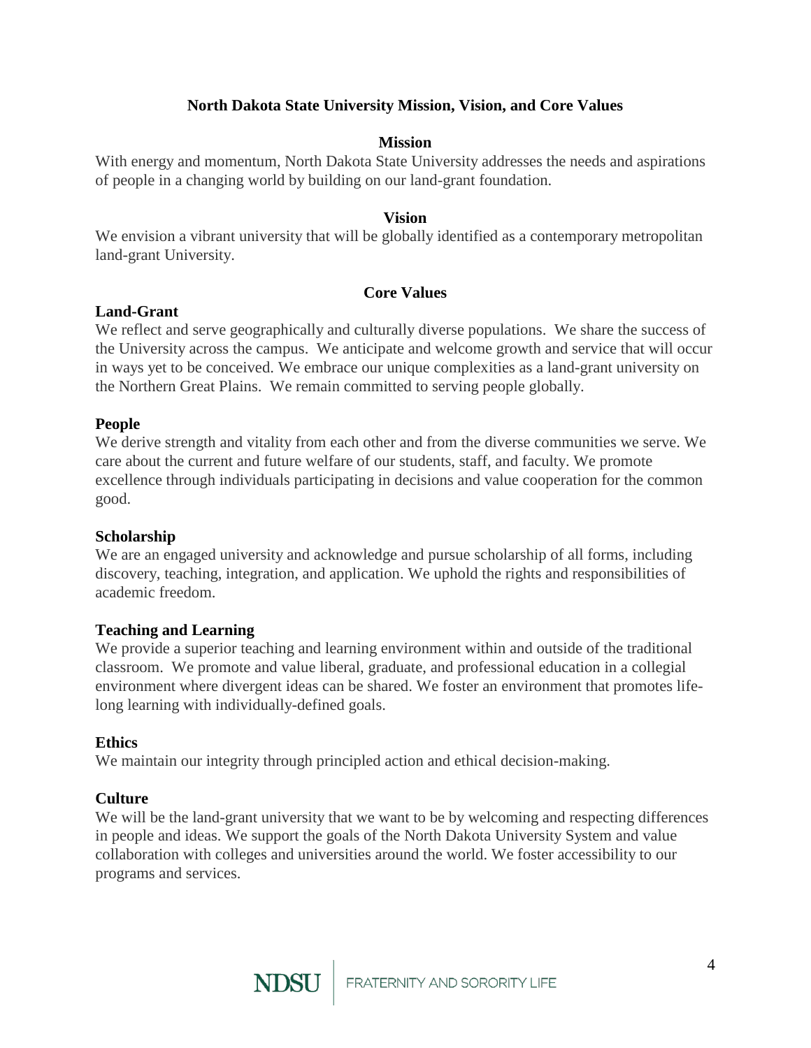# North Dakota State University Mission, Vision, and Core Values

## Mission

With energy and momentum, North Dakota State University addresses the needs and aspirations of people in a changing world by building on our land-grant foundation.

## Vision

We envision a vibrant university that will be globally identified as a contemporary metropolitan land-grant University.

## Core Values

### Land-Grant

We reflect and serve geographically and culturally diverse populations. We share the success of the University across the campus. We anticipate and welcome growth and service that will occur in ways yet to be conceived. We embrace our unique complexities as a land-grant university on the Northern Great Plains. We remain committed to serving people globally.

### People

We derive strength and vitality from each other and from the diverse communities we serve. We care about the current and future welfare of our students, staff, and faculty. We promote excellence through individuals participating in decisions and value cooperation for the common good.

### Scholarship

We are an engaged university and acknowledge and pursue scholarship of all forms, including discovery, teaching, integration, and application. We uphold the rights and responsibilities of academic freedom.

### Teaching and Learning

We provide a superior teaching and learning environment within and outside of the traditional classroom. We promote and value liberal, graduate, and professional education in a collegial environment where divergent ideas can be shared. We foster an environment that promotes life-long learning with individually-defined goals.

### Ethics

We maintain our integrity through principled action and ethical decision-making.

### Culture

We will be the land-grant university that we want to be by welcoming and respecting differences in people and ideas. We support the goals of the North Dakota University System and value collaboration with colleges and universities around the world. We foster accessibility to our programs and services.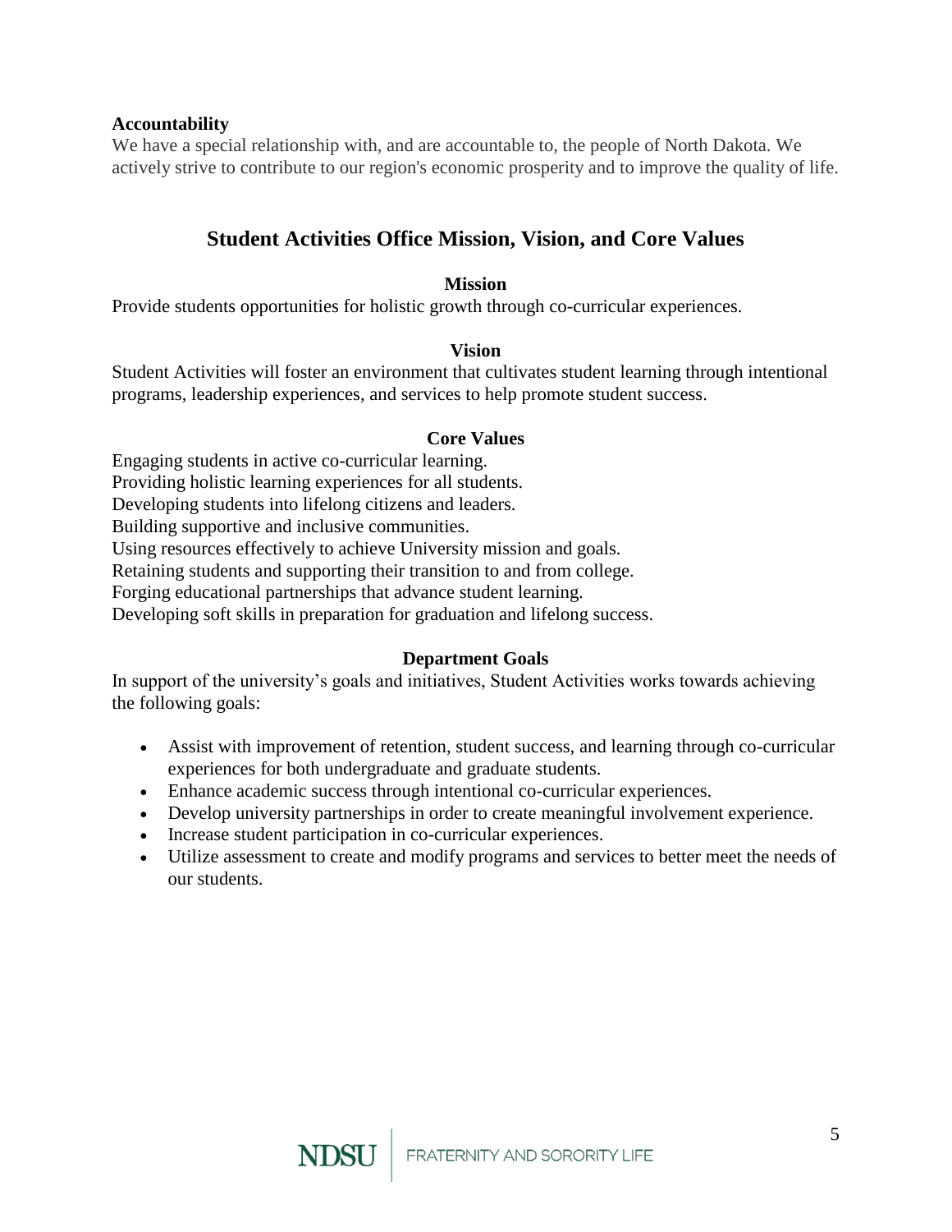**Accountability**

We have a special relationship with, and are accountable to, the people of North Dakota. We actively strive to contribute to our region's economic prosperity and to improve the quality of life.

## Student Activities Office Mission, Vision, and Core Values

### Mission

Provide students opportunities for holistic growth through co-curricular experiences.

### Vision

Student Activities will foster an environment that cultivates student learning through intentional programs, leadership experiences, and services to help promote student success.

### Core Values

Engaging students in active co-curricular learning.
Providing holistic learning experiences for all students.
Developing students into lifelong citizens and leaders.
Building supportive and inclusive communities.
Using resources effectively to achieve University mission and goals.
Retaining students and supporting their transition to and from college.
Forging educational partnerships that advance student learning.
Developing soft skills in preparation for graduation and lifelong success.

### Department Goals

In support of the university's goals and initiatives, Student Activities works towards achieving the following goals:

- Assist with improvement of retention, student success, and learning through co-curricular experiences for both undergraduate and graduate students.
- Enhance academic success through intentional co-curricular experiences.
- Develop university partnerships in order to create meaningful involvement experience.
- Increase student participation in co-curricular experiences.
- Utilize assessment to create and modify programs and services to better meet the needs of our students.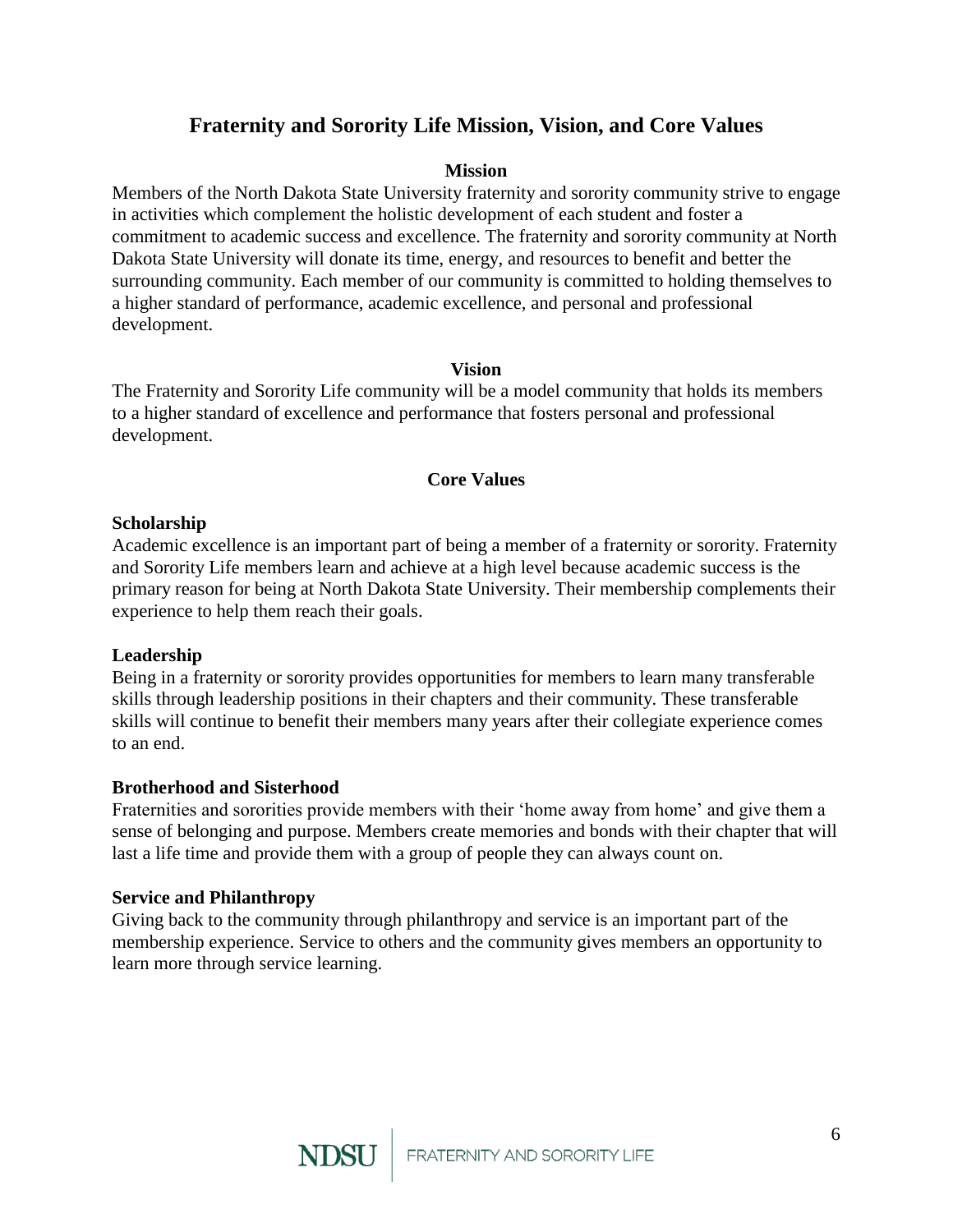# Fraternity and Sorority Life Mission, Vision, and Core Values

## Mission

Members of the North Dakota State University fraternity and sorority community strive to engage in activities which complement the holistic development of each student and foster a commitment to academic success and excellence. The fraternity and sorority community at North Dakota State University will donate its time, energy, and resources to benefit and better the surrounding community. Each member of our community is committed to holding themselves to a higher standard of performance, academic excellence, and personal and professional development.

## Vision

The Fraternity and Sorority Life community will be a model community that holds its members to a higher standard of excellence and performance that fosters personal and professional development.

## Core Values

### Scholarship

Academic excellence is an important part of being a member of a fraternity or sorority. Fraternity and Sorority Life members learn and achieve at a high level because academic success is the primary reason for being at North Dakota State University. Their membership complements their experience to help them reach their goals.

### Leadership

Being in a fraternity or sorority provides opportunities for members to learn many transferable skills through leadership positions in their chapters and their community. These transferable skills will continue to benefit their members many years after their collegiate experience comes to an end.

### Brotherhood and Sisterhood

Fraternities and sororities provide members with their 'home away from home' and give them a sense of belonging and purpose. Members create memories and bonds with their chapter that will last a life time and provide them with a group of people they can always count on.

### Service and Philanthropy

Giving back to the community through philanthropy and service is an important part of the membership experience. Service to others and the community gives members an opportunity to learn more through service learning.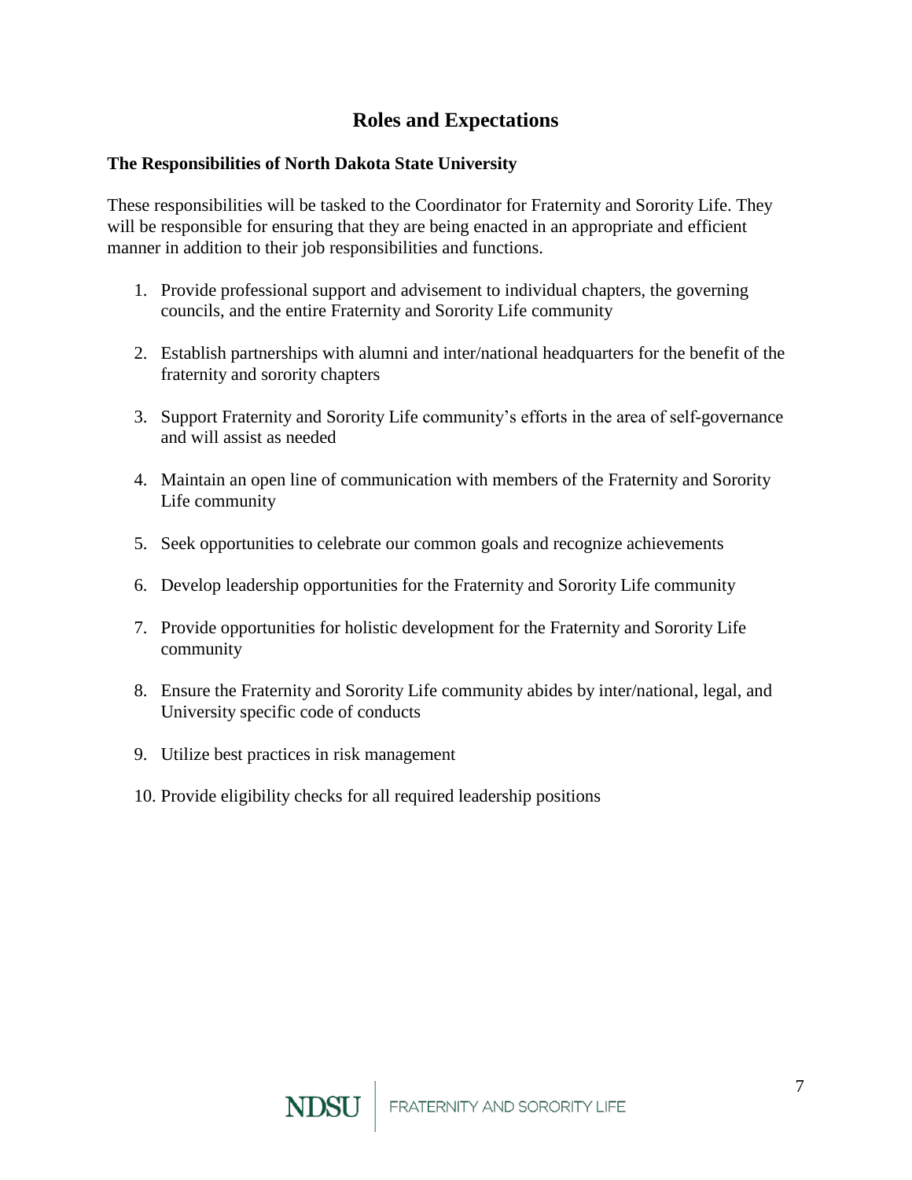## Roles and Expectations

### The Responsibilities of North Dakota State University

These responsibilities will be tasked to the Coordinator for Fraternity and Sorority Life. They will be responsible for ensuring that they are being enacted in an appropriate and efficient manner in addition to their job responsibilities and functions.

1. Provide professional support and advisement to individual chapters, the governing councils, and the entire Fraternity and Sorority Life community
2. Establish partnerships with alumni and inter/national headquarters for the benefit of the fraternity and sorority chapters
3. Support Fraternity and Sorority Life community's efforts in the area of self-governance and will assist as needed
4. Maintain an open line of communication with members of the Fraternity and Sorority Life community
5. Seek opportunities to celebrate our common goals and recognize achievements
6. Develop leadership opportunities for the Fraternity and Sorority Life community
7. Provide opportunities for holistic development for the Fraternity and Sorority Life community
8. Ensure the Fraternity and Sorority Life community abides by inter/national, legal, and University specific code of conducts
9. Utilize best practices in risk management
10. Provide eligibility checks for all required leadership positions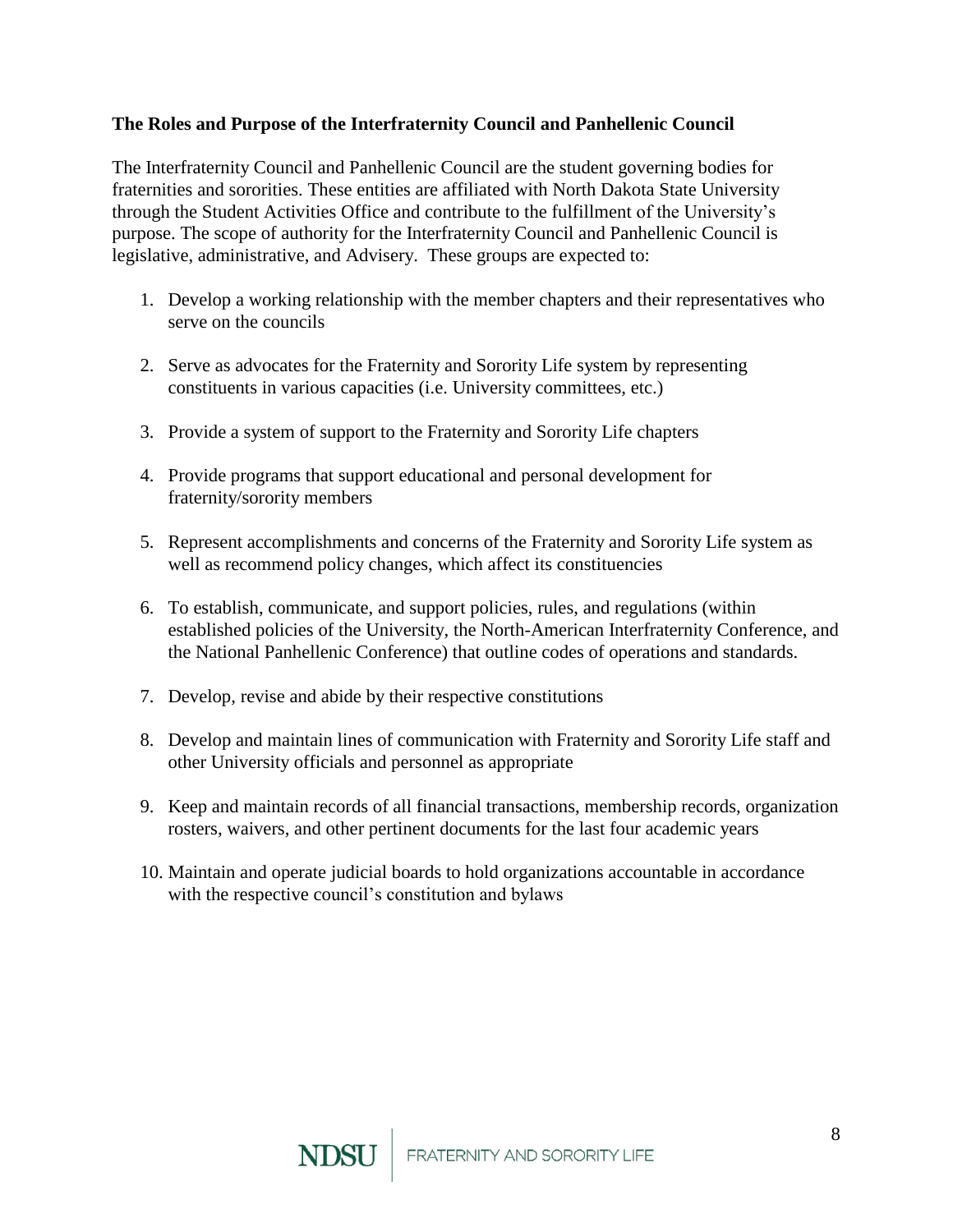**The Roles and Purpose of the Interfraternity Council and Panhellenic Council**

The Interfraternity Council and Panhellenic Council are the student governing bodies for fraternities and sororities. These entities are affiliated with North Dakota State University through the Student Activities Office and contribute to the fulfillment of the University's purpose. The scope of authority for the Interfraternity Council and Panhellenic Council is legislative, administrative, and Advisery. These groups are expected to:

1. Develop a working relationship with the member chapters and their representatives who serve on the councils

2. Serve as advocates for the Fraternity and Sorority Life system by representing constituents in various capacities (i.e. University committees, etc.)

3. Provide a system of support to the Fraternity and Sorority Life chapters

4. Provide programs that support educational and personal development for fraternity/sorority members

5. Represent accomplishments and concerns of the Fraternity and Sorority Life system as well as recommend policy changes, which affect its constituencies

6. To establish, communicate, and support policies, rules, and regulations (within established policies of the University, the North-American Interfraternity Conference, and the National Panhellenic Conference) that outline codes of operations and standards.

7. Develop, revise and abide by their respective constitutions

8. Develop and maintain lines of communication with Fraternity and Sorority Life staff and other University officials and personnel as appropriate

9. Keep and maintain records of all financial transactions, membership records, organization rosters, waivers, and other pertinent documents for the last four academic years

10. Maintain and operate judicial boards to hold organizations accountable in accordance with the respective council's constitution and bylaws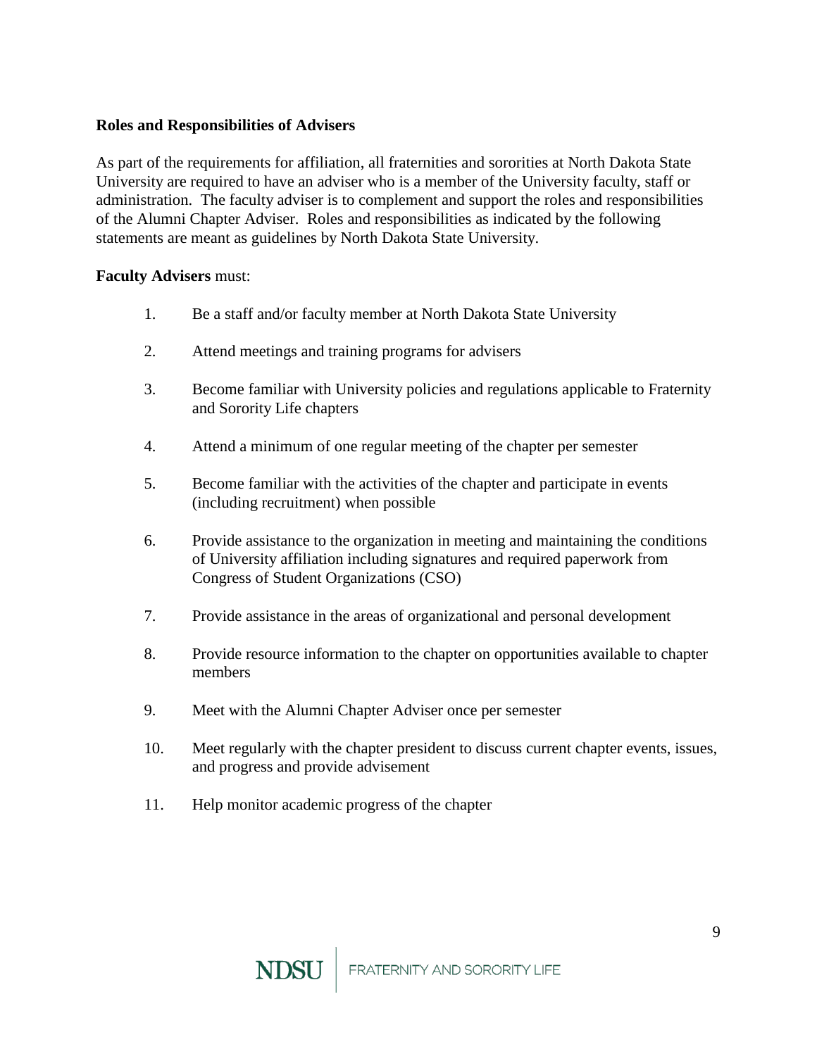**Roles and Responsibilities of Advisers**

As part of the requirements for affiliation, all fraternities and sororities at North Dakota State University are required to have an adviser who is a member of the University faculty, staff or administration. The faculty adviser is to complement and support the roles and responsibilities of the Alumni Chapter Adviser. Roles and responsibilities as indicated by the following statements are meant as guidelines by North Dakota State University.

**Faculty Advisers** must:

1. Be a staff and/or faculty member at North Dakota State University
2. Attend meetings and training programs for advisers
3. Become familiar with University policies and regulations applicable to Fraternity and Sorority Life chapters
4. Attend a minimum of one regular meeting of the chapter per semester
5. Become familiar with the activities of the chapter and participate in events (including recruitment) when possible
6. Provide assistance to the organization in meeting and maintaining the conditions of University affiliation including signatures and required paperwork from Congress of Student Organizations (CSO)
7. Provide assistance in the areas of organizational and personal development
8. Provide resource information to the chapter on opportunities available to chapter members
9. Meet with the Alumni Chapter Adviser once per semester
10. Meet regularly with the chapter president to discuss current chapter events, issues, and progress and provide advisement
11. Help monitor academic progress of the chapter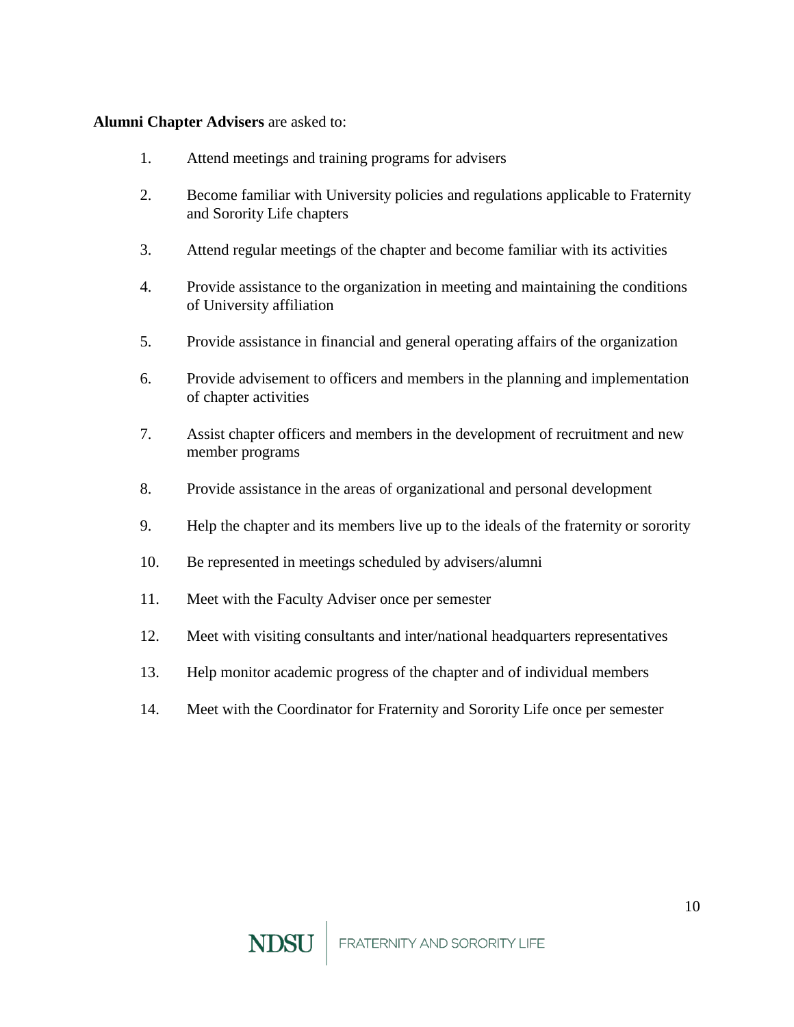**Alumni Chapter Advisers** are asked to:

1. Attend meetings and training programs for advisers

2. Become familiar with University policies and regulations applicable to Fraternity and Sorority Life chapters

3. Attend regular meetings of the chapter and become familiar with its activities

4. Provide assistance to the organization in meeting and maintaining the conditions of University affiliation

5. Provide assistance in financial and general operating affairs of the organization

6. Provide advisement to officers and members in the planning and implementation of chapter activities

7. Assist chapter officers and members in the development of recruitment and new member programs

8. Provide assistance in the areas of organizational and personal development

9. Help the chapter and its members live up to the ideals of the fraternity or sorority

10. Be represented in meetings scheduled by advisers/alumni

11. Meet with the Faculty Adviser once per semester

12. Meet with visiting consultants and inter/national headquarters representatives

13. Help monitor academic progress of the chapter and of individual members

14. Meet with the Coordinator for Fraternity and Sorority Life once per semester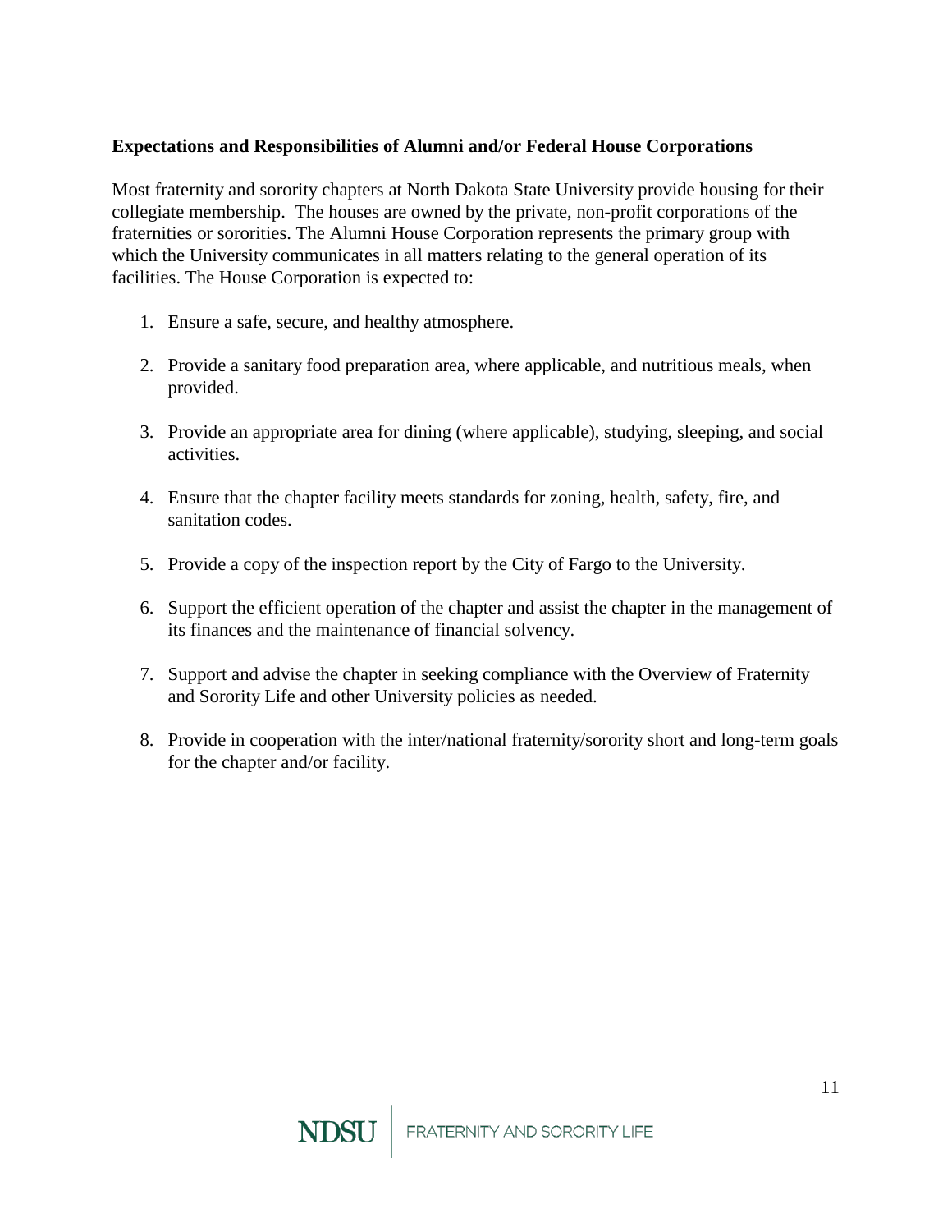**Expectations and Responsibilities of Alumni and/or Federal House Corporations**

Most fraternity and sorority chapters at North Dakota State University provide housing for their collegiate membership. The houses are owned by the private, non-profit corporations of the fraternities or sororities. The Alumni House Corporation represents the primary group with which the University communicates in all matters relating to the general operation of its facilities. The House Corporation is expected to:

1. Ensure a safe, secure, and healthy atmosphere.

2. Provide a sanitary food preparation area, where applicable, and nutritious meals, when provided.

3. Provide an appropriate area for dining (where applicable), studying, sleeping, and social activities.

4. Ensure that the chapter facility meets standards for zoning, health, safety, fire, and sanitation codes.

5. Provide a copy of the inspection report by the City of Fargo to the University.

6. Support the efficient operation of the chapter and assist the chapter in the management of its finances and the maintenance of financial solvency.

7. Support and advise the chapter in seeking compliance with the Overview of Fraternity and Sorority Life and other University policies as needed.

8. Provide in cooperation with the inter/national fraternity/sorority short and long-term goals for the chapter and/or facility.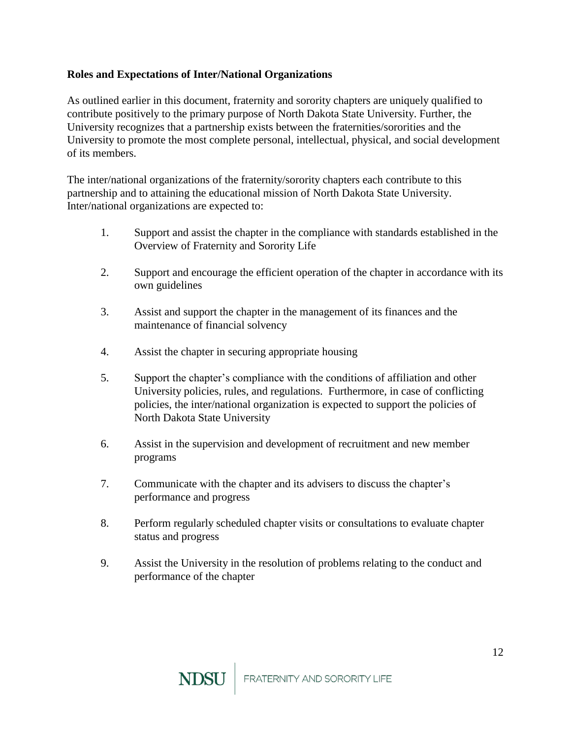**Roles and Expectations of Inter/National Organizations**

As outlined earlier in this document, fraternity and sorority chapters are uniquely qualified to contribute positively to the primary purpose of North Dakota State University. Further, the University recognizes that a partnership exists between the fraternities/sororities and the University to promote the most complete personal, intellectual, physical, and social development of its members.

The inter/national organizations of the fraternity/sorority chapters each contribute to this partnership and to attaining the educational mission of North Dakota State University. Inter/national organizations are expected to:

1. Support and assist the chapter in the compliance with standards established in the Overview of Fraternity and Sorority Life
2. Support and encourage the efficient operation of the chapter in accordance with its own guidelines
3. Assist and support the chapter in the management of its finances and the maintenance of financial solvency
4. Assist the chapter in securing appropriate housing
5. Support the chapter's compliance with the conditions of affiliation and other University policies, rules, and regulations. Furthermore, in case of conflicting policies, the inter/national organization is expected to support the policies of North Dakota State University
6. Assist in the supervision and development of recruitment and new member programs
7. Communicate with the chapter and its advisers to discuss the chapter's performance and progress
8. Perform regularly scheduled chapter visits or consultations to evaluate chapter status and progress
9. Assist the University in the resolution of problems relating to the conduct and performance of the chapter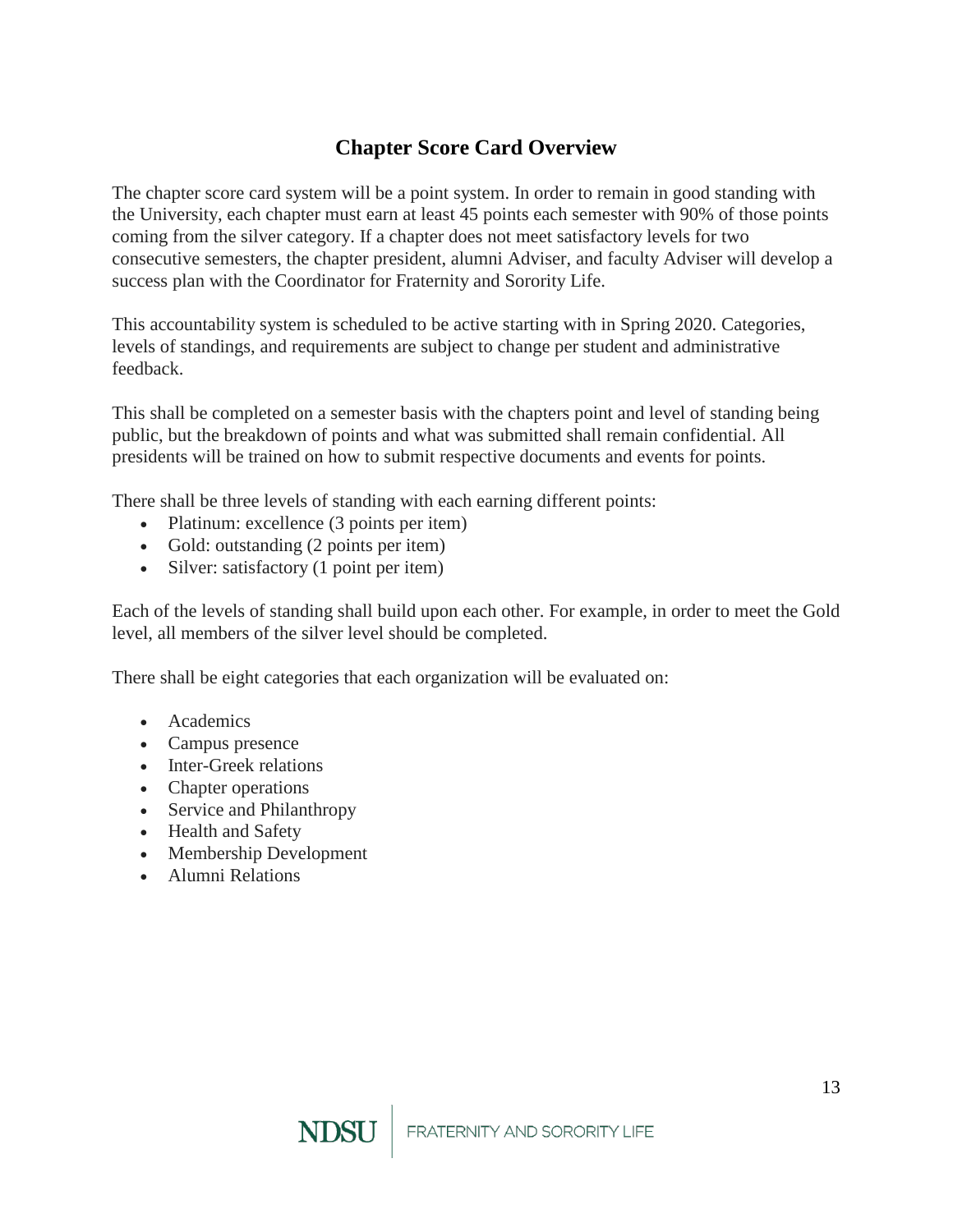## Chapter Score Card Overview

The chapter score card system will be a point system. In order to remain in good standing with the University, each chapter must earn at least 45 points each semester with 90% of those points coming from the silver category. If a chapter does not meet satisfactory levels for two consecutive semesters, the chapter president, alumni Adviser, and faculty Adviser will develop a success plan with the Coordinator for Fraternity and Sorority Life.

This accountability system is scheduled to be active starting with in Spring 2020. Categories, levels of standings, and requirements are subject to change per student and administrative feedback.

This shall be completed on a semester basis with the chapters point and level of standing being public, but the breakdown of points and what was submitted shall remain confidential. All presidents will be trained on how to submit respective documents and events for points.

There shall be three levels of standing with each earning different points:

- Platinum: excellence (3 points per item)
- Gold: outstanding (2 points per item)
- Silver: satisfactory (1 point per item)

Each of the levels of standing shall build upon each other. For example, in order to meet the Gold level, all members of the silver level should be completed.

There shall be eight categories that each organization will be evaluated on:

- Academics
- Campus presence
- Inter-Greek relations
- Chapter operations
- Service and Philanthropy
- Health and Safety
- Membership Development
- Alumni Relations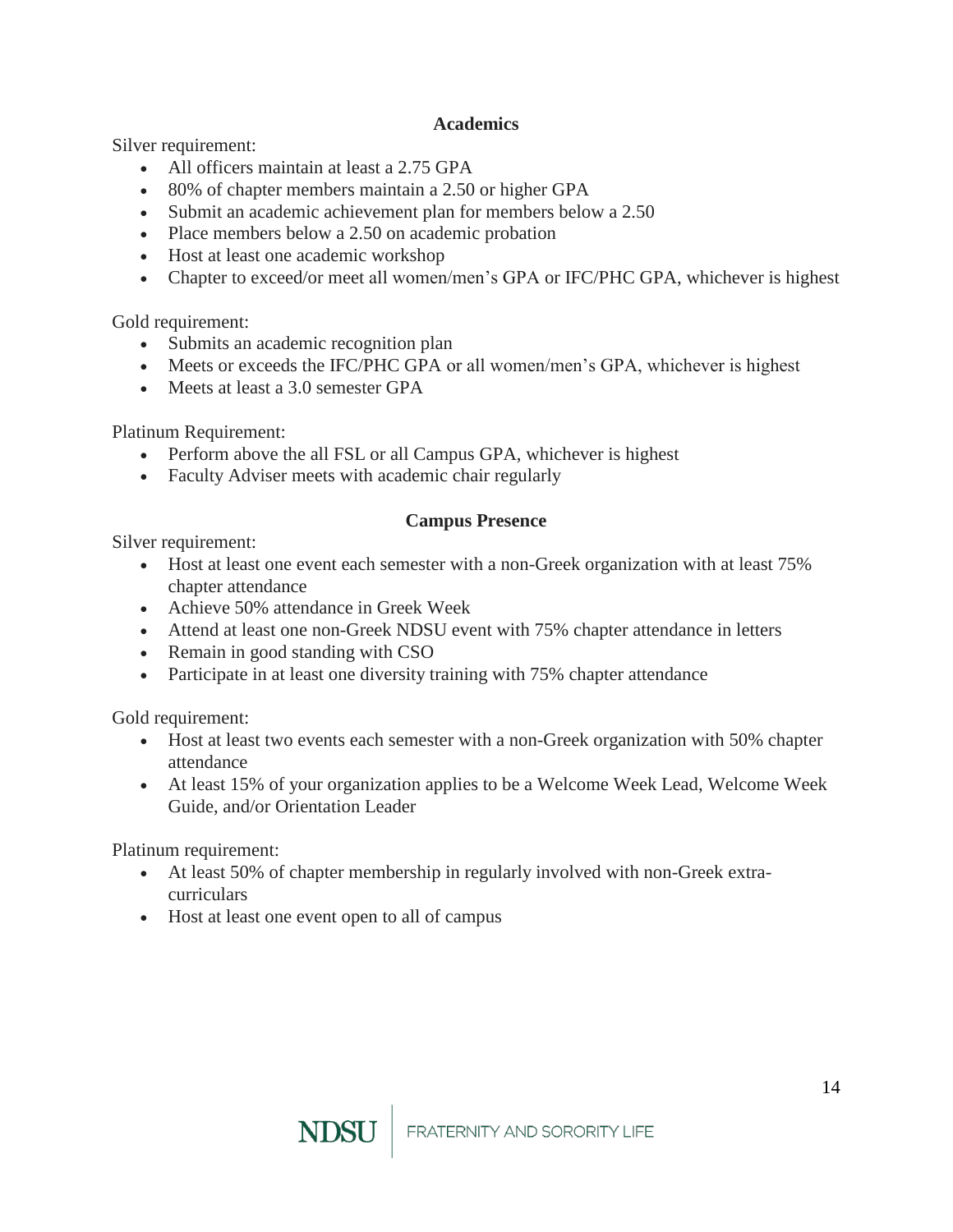## Academics

Silver requirement:

- All officers maintain at least a 2.75 GPA
- 80% of chapter members maintain a 2.50 or higher GPA
- Submit an academic achievement plan for members below a 2.50
- Place members below a 2.50 on academic probation
- Host at least one academic workshop
- Chapter to exceed/or meet all women/men's GPA or IFC/PHC GPA, whichever is highest

Gold requirement:

- Submits an academic recognition plan
- Meets or exceeds the IFC/PHC GPA or all women/men's GPA, whichever is highest
- Meets at least a 3.0 semester GPA

Platinum Requirement:

- Perform above the all FSL or all Campus GPA, whichever is highest
- Faculty Adviser meets with academic chair regularly

## Campus Presence

Silver requirement:

- Host at least one event each semester with a non-Greek organization with at least 75% chapter attendance
- Achieve 50% attendance in Greek Week
- Attend at least one non-Greek NDSU event with 75% chapter attendance in letters
- Remain in good standing with CSO
- Participate in at least one diversity training with 75% chapter attendance

Gold requirement:

- Host at least two events each semester with a non-Greek organization with 50% chapter attendance
- At least 15% of your organization applies to be a Welcome Week Lead, Welcome Week Guide, and/or Orientation Leader

Platinum requirement:

- At least 50% of chapter membership in regularly involved with non-Greek extra-curriculars
- Host at least one event open to all of campus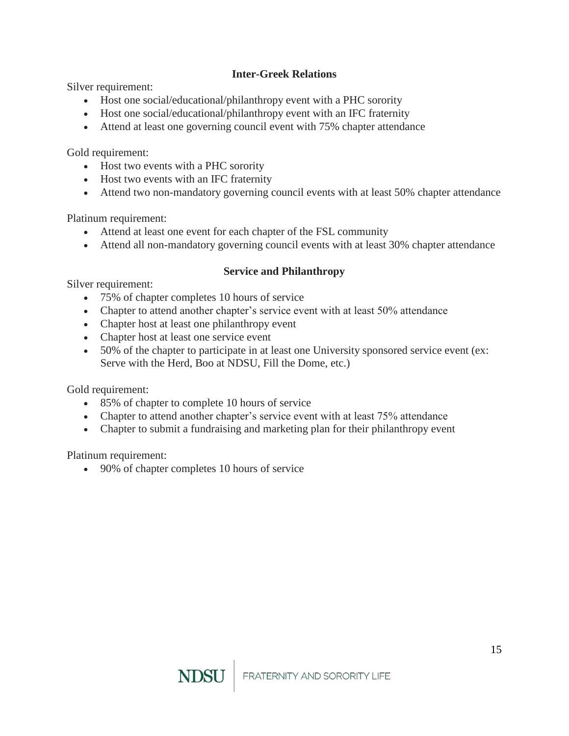### Inter-Greek Relations

Silver requirement:

- Host one social/educational/philanthropy event with a PHC sorority
- Host one social/educational/philanthropy event with an IFC fraternity
- Attend at least one governing council event with 75% chapter attendance

Gold requirement:

- Host two events with a PHC sorority
- Host two events with an IFC fraternity
- Attend two non-mandatory governing council events with at least 50% chapter attendance

Platinum requirement:

- Attend at least one event for each chapter of the FSL community
- Attend all non-mandatory governing council events with at least 30% chapter attendance

### Service and Philanthropy

Silver requirement:

- 75% of chapter completes 10 hours of service
- Chapter to attend another chapter's service event with at least 50% attendance
- Chapter host at least one philanthropy event
- Chapter host at least one service event
- 50% of the chapter to participate in at least one University sponsored service event (ex: Serve with the Herd, Boo at NDSU, Fill the Dome, etc.)

Gold requirement:

- 85% of chapter to complete 10 hours of service
- Chapter to attend another chapter's service event with at least 75% attendance
- Chapter to submit a fundraising and marketing plan for their philanthropy event

Platinum requirement:

- 90% of chapter completes 10 hours of service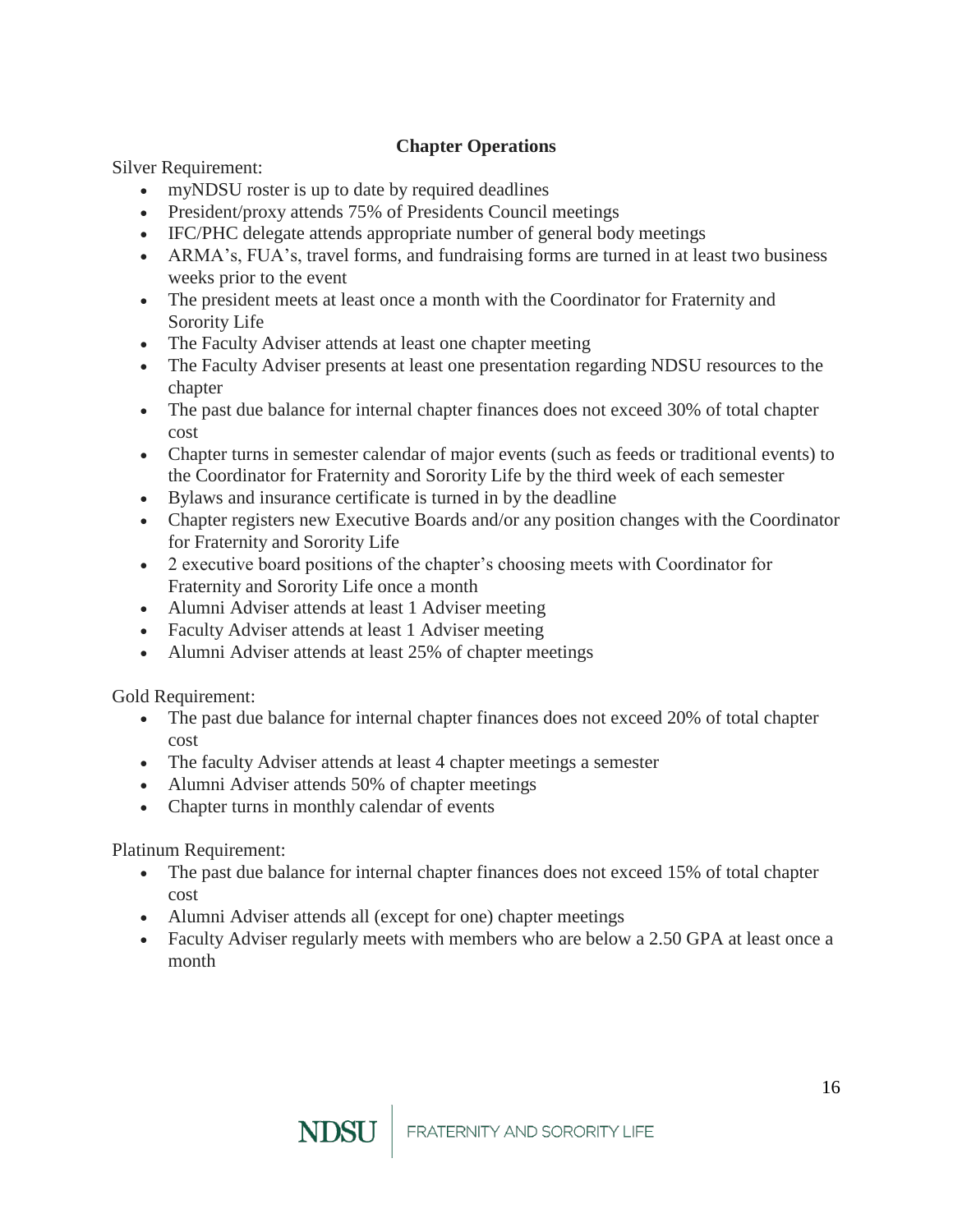## Chapter Operations

Silver Requirement:

- myNDSU roster is up to date by required deadlines
- President/proxy attends 75% of Presidents Council meetings
- IFC/PHC delegate attends appropriate number of general body meetings
- ARMA's, FUA's, travel forms, and fundraising forms are turned in at least two business weeks prior to the event
- The president meets at least once a month with the Coordinator for Fraternity and Sorority Life
- The Faculty Adviser attends at least one chapter meeting
- The Faculty Adviser presents at least one presentation regarding NDSU resources to the chapter
- The past due balance for internal chapter finances does not exceed 30% of total chapter cost
- Chapter turns in semester calendar of major events (such as feeds or traditional events) to the Coordinator for Fraternity and Sorority Life by the third week of each semester
- Bylaws and insurance certificate is turned in by the deadline
- Chapter registers new Executive Boards and/or any position changes with the Coordinator for Fraternity and Sorority Life
- 2 executive board positions of the chapter's choosing meets with Coordinator for Fraternity and Sorority Life once a month
- Alumni Adviser attends at least 1 Adviser meeting
- Faculty Adviser attends at least 1 Adviser meeting
- Alumni Adviser attends at least 25% of chapter meetings

Gold Requirement:

- The past due balance for internal chapter finances does not exceed 20% of total chapter cost
- The faculty Adviser attends at least 4 chapter meetings a semester
- Alumni Adviser attends 50% of chapter meetings
- Chapter turns in monthly calendar of events

Platinum Requirement:

- The past due balance for internal chapter finances does not exceed 15% of total chapter cost
- Alumni Adviser attends all (except for one) chapter meetings
- Faculty Adviser regularly meets with members who are below a 2.50 GPA at least once a month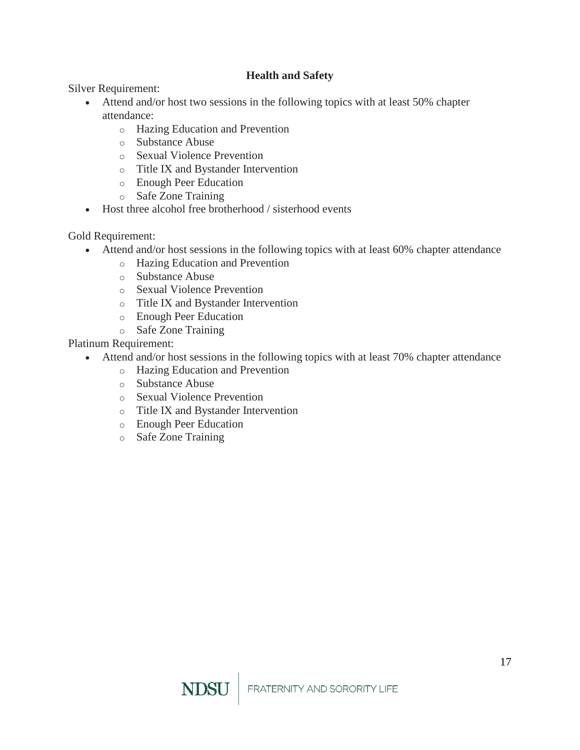## Health and Safety

Silver Requirement:

- Attend and/or host two sessions in the following topics with at least 50% chapter attendance:
  - Hazing Education and Prevention
  - Substance Abuse
  - Sexual Violence Prevention
  - Title IX and Bystander Intervention
  - Enough Peer Education
  - Safe Zone Training
- Host three alcohol free brotherhood / sisterhood events

Gold Requirement:

- Attend and/or host sessions in the following topics with at least 60% chapter attendance
  - Hazing Education and Prevention
  - Substance Abuse
  - Sexual Violence Prevention
  - Title IX and Bystander Intervention
  - Enough Peer Education
  - Safe Zone Training

Platinum Requirement:

- Attend and/or host sessions in the following topics with at least 70% chapter attendance
  - Hazing Education and Prevention
  - Substance Abuse
  - Sexual Violence Prevention
  - Title IX and Bystander Intervention
  - Enough Peer Education
  - Safe Zone Training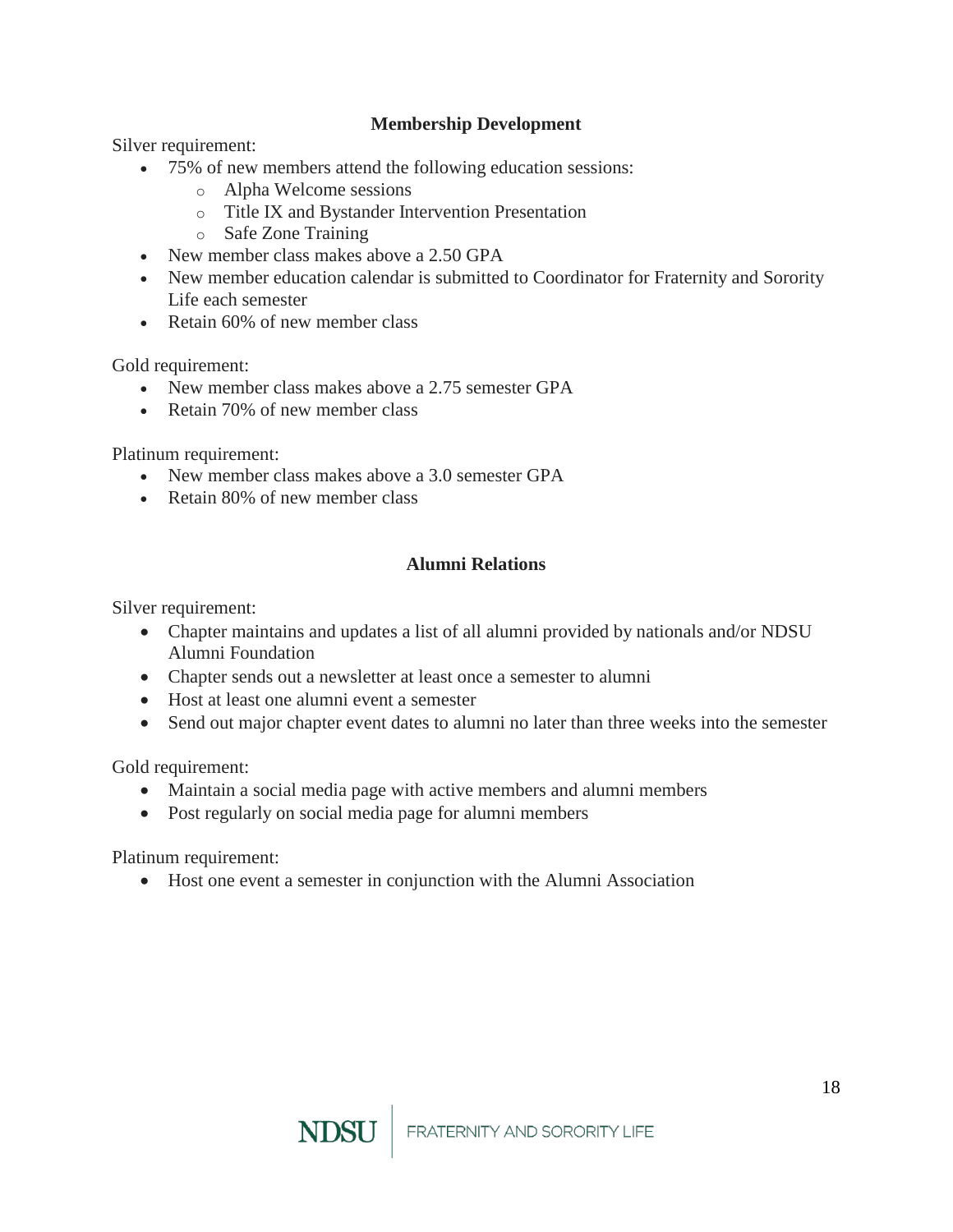## Membership Development

Silver requirement:

- 75% of new members attend the following education sessions:
  - Alpha Welcome sessions
  - Title IX and Bystander Intervention Presentation
  - Safe Zone Training
- New member class makes above a 2.50 GPA
- New member education calendar is submitted to Coordinator for Fraternity and Sorority Life each semester
- Retain 60% of new member class

Gold requirement:

- New member class makes above a 2.75 semester GPA
- Retain 70% of new member class

Platinum requirement:

- New member class makes above a 3.0 semester GPA
- Retain 80% of new member class

## Alumni Relations

Silver requirement:

- Chapter maintains and updates a list of all alumni provided by nationals and/or NDSU Alumni Foundation
- Chapter sends out a newsletter at least once a semester to alumni
- Host at least one alumni event a semester
- Send out major chapter event dates to alumni no later than three weeks into the semester

Gold requirement:

- Maintain a social media page with active members and alumni members
- Post regularly on social media page for alumni members

Platinum requirement:

- Host one event a semester in conjunction with the Alumni Association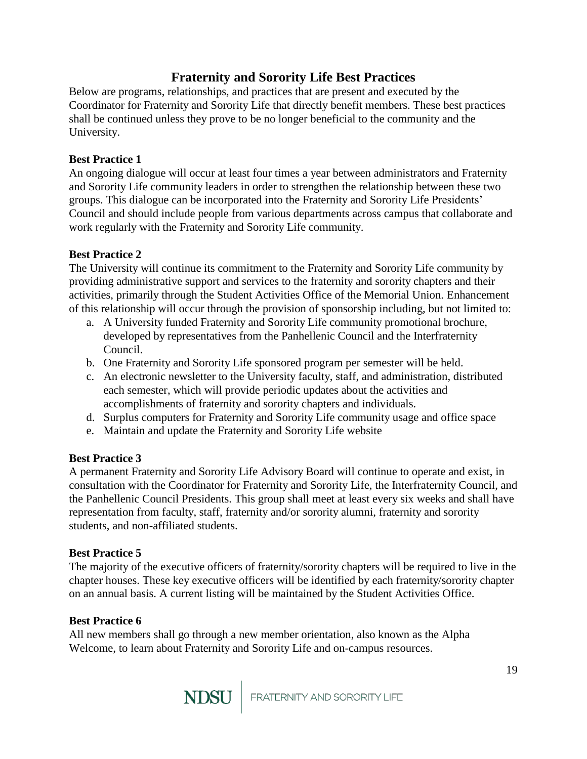# Fraternity and Sorority Life Best Practices

Below are programs, relationships, and practices that are present and executed by the Coordinator for Fraternity and Sorority Life that directly benefit members. These best practices shall be continued unless they prove to be no longer beneficial to the community and the University.

**Best Practice 1**

An ongoing dialogue will occur at least four times a year between administrators and Fraternity and Sorority Life community leaders in order to strengthen the relationship between these two groups. This dialogue can be incorporated into the Fraternity and Sorority Life Presidents' Council and should include people from various departments across campus that collaborate and work regularly with the Fraternity and Sorority Life community.

**Best Practice 2**

The University will continue its commitment to the Fraternity and Sorority Life community by providing administrative support and services to the fraternity and sorority chapters and their activities, primarily through the Student Activities Office of the Memorial Union. Enhancement of this relationship will occur through the provision of sponsorship including, but not limited to:

a. A University funded Fraternity and Sorority Life community promotional brochure, developed by representatives from the Panhellenic Council and the Interfraternity Council.
b. One Fraternity and Sorority Life sponsored program per semester will be held.
c. An electronic newsletter to the University faculty, staff, and administration, distributed each semester, which will provide periodic updates about the activities and accomplishments of fraternity and sorority chapters and individuals.
d. Surplus computers for Fraternity and Sorority Life community usage and office space
e. Maintain and update the Fraternity and Sorority Life website

**Best Practice 3**

A permanent Fraternity and Sorority Life Advisory Board will continue to operate and exist, in consultation with the Coordinator for Fraternity and Sorority Life, the Interfraternity Council, and the Panhellenic Council Presidents. This group shall meet at least every six weeks and shall have representation from faculty, staff, fraternity and/or sorority alumni, fraternity and sorority students, and non-affiliated students.

**Best Practice 5**

The majority of the executive officers of fraternity/sorority chapters will be required to live in the chapter houses. These key executive officers will be identified by each fraternity/sorority chapter on an annual basis. A current listing will be maintained by the Student Activities Office.

**Best Practice 6**

All new members shall go through a new member orientation, also known as the Alpha Welcome, to learn about Fraternity and Sorority Life and on-campus resources.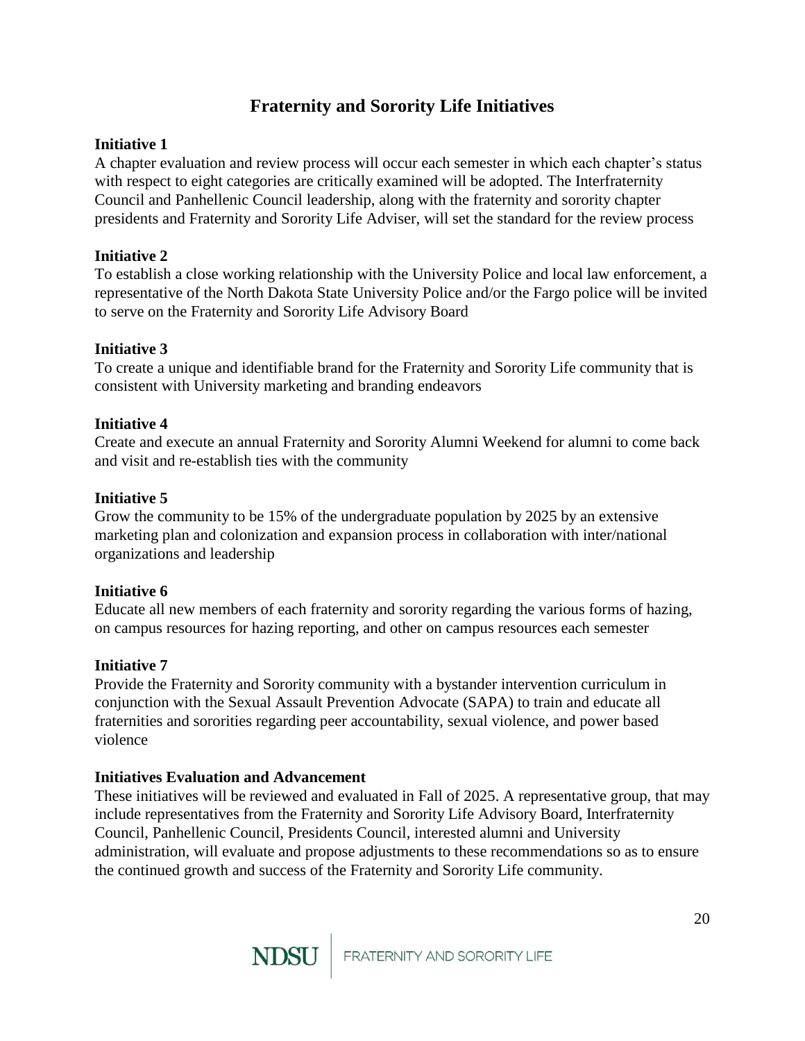# Fraternity and Sorority Life Initiatives

**Initiative 1**

A chapter evaluation and review process will occur each semester in which each chapter's status with respect to eight categories are critically examined will be adopted. The Interfraternity Council and Panhellenic Council leadership, along with the fraternity and sorority chapter presidents and Fraternity and Sorority Life Adviser, will set the standard for the review process

**Initiative 2**

To establish a close working relationship with the University Police and local law enforcement, a representative of the North Dakota State University Police and/or the Fargo police will be invited to serve on the Fraternity and Sorority Life Advisory Board

**Initiative 3**

To create a unique and identifiable brand for the Fraternity and Sorority Life community that is consistent with University marketing and branding endeavors

**Initiative 4**

Create and execute an annual Fraternity and Sorority Alumni Weekend for alumni to come back and visit and re-establish ties with the community

**Initiative 5**

Grow the community to be 15% of the undergraduate population by 2025 by an extensive marketing plan and colonization and expansion process in collaboration with inter/national organizations and leadership

**Initiative 6**

Educate all new members of each fraternity and sorority regarding the various forms of hazing, on campus resources for hazing reporting, and other on campus resources each semester

**Initiative 7**

Provide the Fraternity and Sorority community with a bystander intervention curriculum in conjunction with the Sexual Assault Prevention Advocate (SAPA) to train and educate all fraternities and sororities regarding peer accountability, sexual violence, and power based violence

**Initiatives Evaluation and Advancement**

These initiatives will be reviewed and evaluated in Fall of 2025. A representative group, that may include representatives from the Fraternity and Sorority Life Advisory Board, Interfraternity Council, Panhellenic Council, Presidents Council, interested alumni and University administration, will evaluate and propose adjustments to these recommendations so as to ensure the continued growth and success of the Fraternity and Sorority Life community.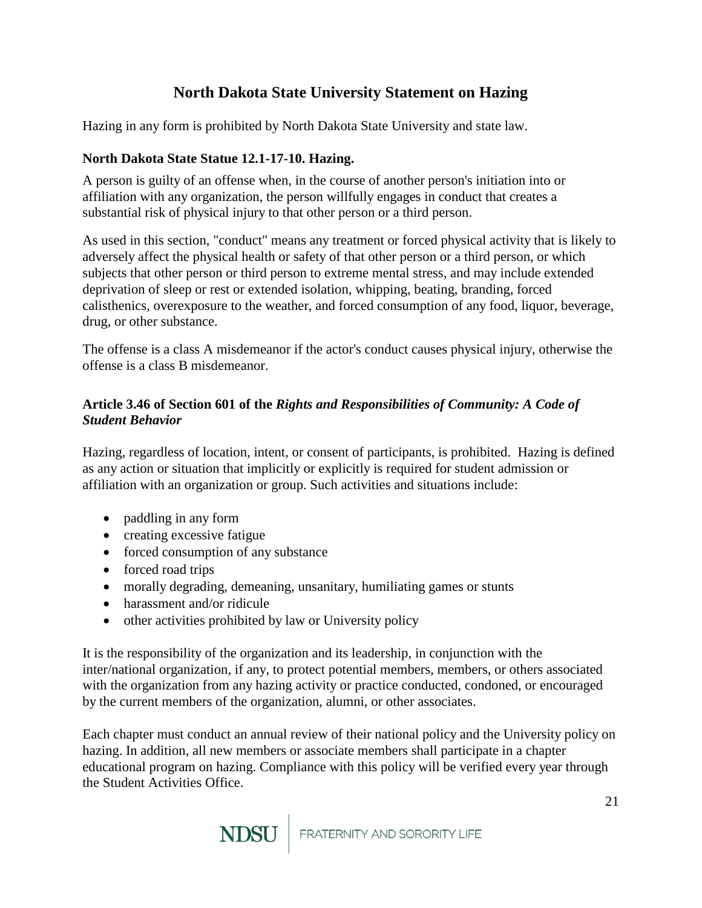# North Dakota State University Statement on Hazing

Hazing in any form is prohibited by North Dakota State University and state law.

**North Dakota State Statue 12.1-17-10. Hazing.**

A person is guilty of an offense when, in the course of another person's initiation into or affiliation with any organization, the person willfully engages in conduct that creates a substantial risk of physical injury to that other person or a third person.

As used in this section, "conduct" means any treatment or forced physical activity that is likely to adversely affect the physical health or safety of that other person or a third person, or which subjects that other person or third person to extreme mental stress, and may include extended deprivation of sleep or rest or extended isolation, whipping, beating, branding, forced calisthenics, overexposure to the weather, and forced consumption of any food, liquor, beverage, drug, or other substance.

The offense is a class A misdemeanor if the actor's conduct causes physical injury, otherwise the offense is a class B misdemeanor.

**Article 3.46 of Section 601 of the *Rights and Responsibilities of Community: A Code of Student Behavior***

Hazing, regardless of location, intent, or consent of participants, is prohibited. Hazing is defined as any action or situation that implicitly or explicitly is required for student admission or affiliation with an organization or group. Such activities and situations include:

- paddling in any form
- creating excessive fatigue
- forced consumption of any substance
- forced road trips
- morally degrading, demeaning, unsanitary, humiliating games or stunts
- harassment and/or ridicule
- other activities prohibited by law or University policy

It is the responsibility of the organization and its leadership, in conjunction with the inter/national organization, if any, to protect potential members, members, or others associated with the organization from any hazing activity or practice conducted, condoned, or encouraged by the current members of the organization, alumni, or other associates.

Each chapter must conduct an annual review of their national policy and the University policy on hazing. In addition, all new members or associate members shall participate in a chapter educational program on hazing. Compliance with this policy will be verified every year through the Student Activities Office.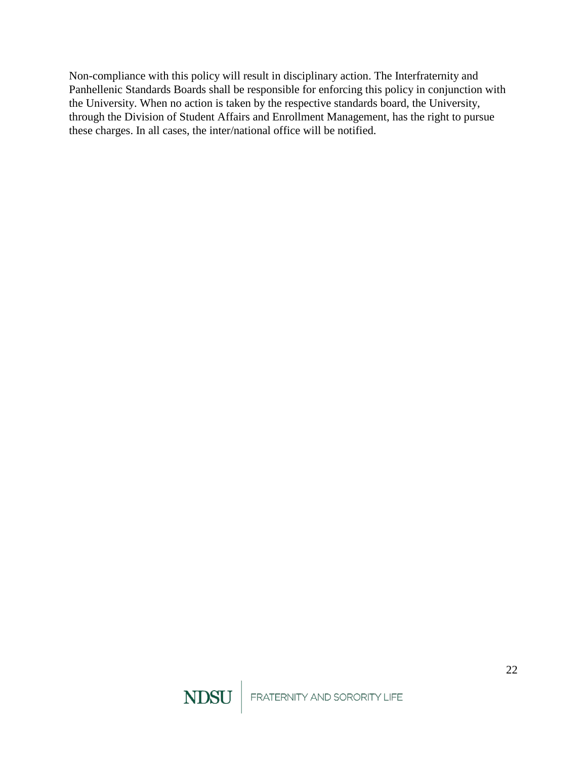Non-compliance with this policy will result in disciplinary action. The Interfraternity and Panhellenic Standards Boards shall be responsible for enforcing this policy in conjunction with the University. When no action is taken by the respective standards board, the University, through the Division of Student Affairs and Enrollment Management, has the right to pursue these charges. In all cases, the inter/national office will be notified.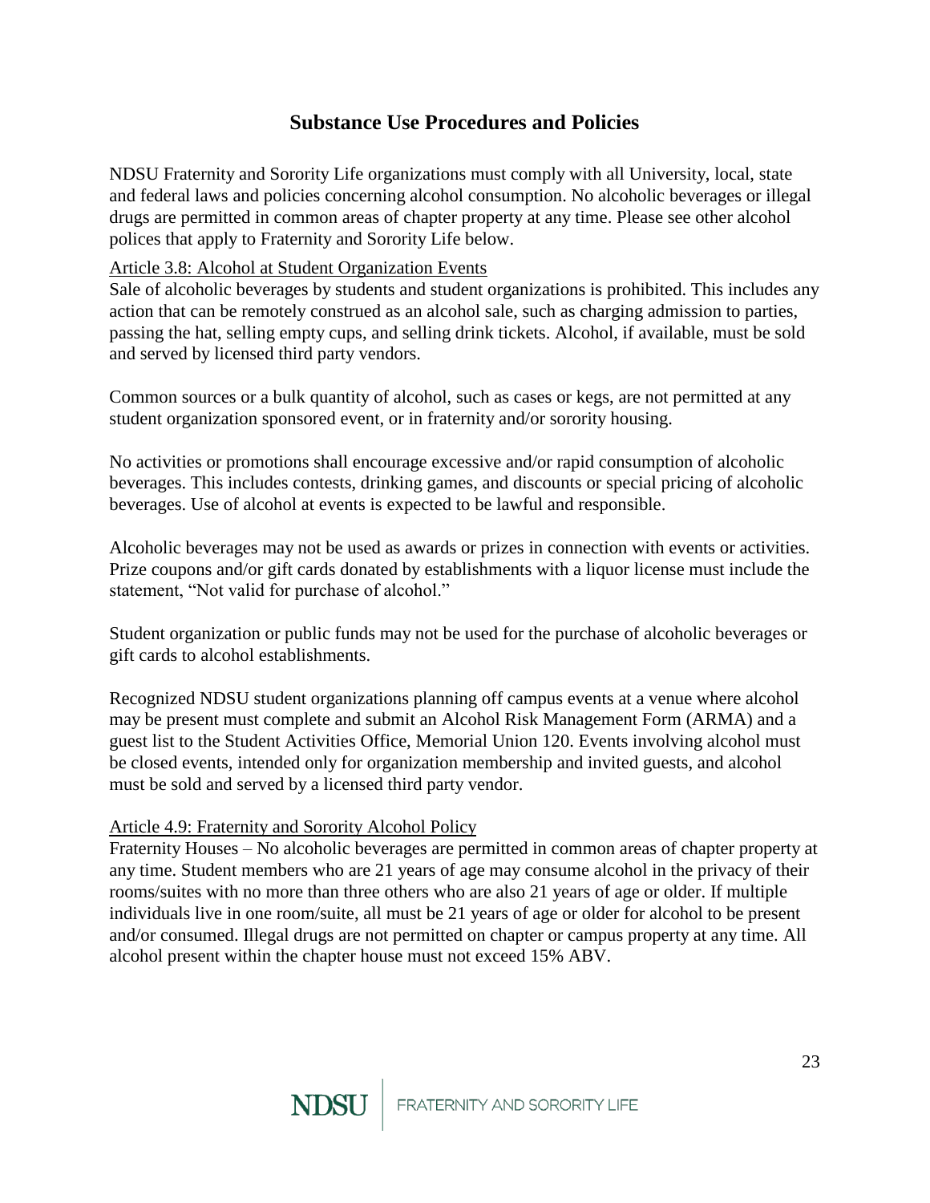# Substance Use Procedures and Policies

NDSU Fraternity and Sorority Life organizations must comply with all University, local, state and federal laws and policies concerning alcohol consumption. No alcoholic beverages or illegal drugs are permitted in common areas of chapter property at any time. Please see other alcohol polices that apply to Fraternity and Sorority Life below.

<u>Article 3.8: Alcohol at Student Organization Events</u>

Sale of alcoholic beverages by students and student organizations is prohibited. This includes any action that can be remotely construed as an alcohol sale, such as charging admission to parties, passing the hat, selling empty cups, and selling drink tickets. Alcohol, if available, must be sold and served by licensed third party vendors.

Common sources or a bulk quantity of alcohol, such as cases or kegs, are not permitted at any student organization sponsored event, or in fraternity and/or sorority housing.

No activities or promotions shall encourage excessive and/or rapid consumption of alcoholic beverages. This includes contests, drinking games, and discounts or special pricing of alcoholic beverages. Use of alcohol at events is expected to be lawful and responsible.

Alcoholic beverages may not be used as awards or prizes in connection with events or activities. Prize coupons and/or gift cards donated by establishments with a liquor license must include the statement, "Not valid for purchase of alcohol."

Student organization or public funds may not be used for the purchase of alcoholic beverages or gift cards to alcohol establishments.

Recognized NDSU student organizations planning off campus events at a venue where alcohol may be present must complete and submit an Alcohol Risk Management Form (ARMA) and a guest list to the Student Activities Office, Memorial Union 120. Events involving alcohol must be closed events, intended only for organization membership and invited guests, and alcohol must be sold and served by a licensed third party vendor.

<u>Article 4.9: Fraternity and Sorority Alcohol Policy</u>

Fraternity Houses – No alcoholic beverages are permitted in common areas of chapter property at any time. Student members who are 21 years of age may consume alcohol in the privacy of their rooms/suites with no more than three others who are also 21 years of age or older. If multiple individuals live in one room/suite, all must be 21 years of age or older for alcohol to be present and/or consumed. Illegal drugs are not permitted on chapter or campus property at any time. All alcohol present within the chapter house must not exceed 15% ABV.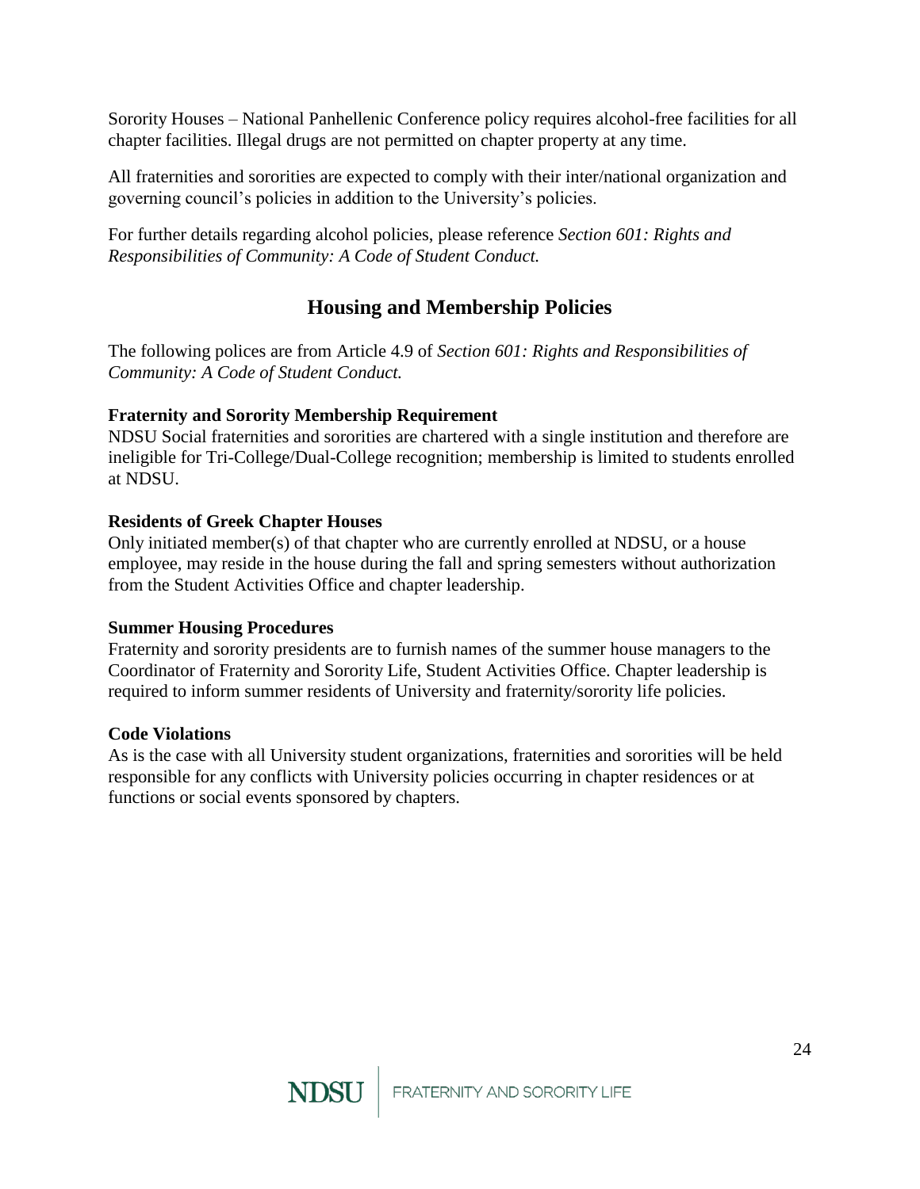Sorority Houses – National Panhellenic Conference policy requires alcohol-free facilities for all chapter facilities. Illegal drugs are not permitted on chapter property at any time.

All fraternities and sororities are expected to comply with their inter/national organization and governing council's policies in addition to the University's policies.

For further details regarding alcohol policies, please reference *Section 601: Rights and Responsibilities of Community: A Code of Student Conduct.*

## Housing and Membership Policies

The following polices are from Article 4.9 of *Section 601: Rights and Responsibilities of Community: A Code of Student Conduct.*

**Fraternity and Sorority Membership Requirement**
NDSU Social fraternities and sororities are chartered with a single institution and therefore are ineligible for Tri-College/Dual-College recognition; membership is limited to students enrolled at NDSU.

**Residents of Greek Chapter Houses**
Only initiated member(s) of that chapter who are currently enrolled at NDSU, or a house employee, may reside in the house during the fall and spring semesters without authorization from the Student Activities Office and chapter leadership.

**Summer Housing Procedures**
Fraternity and sorority presidents are to furnish names of the summer house managers to the Coordinator of Fraternity and Sorority Life, Student Activities Office. Chapter leadership is required to inform summer residents of University and fraternity/sorority life policies.

**Code Violations**
As is the case with all University student organizations, fraternities and sororities will be held responsible for any conflicts with University policies occurring in chapter residences or at functions or social events sponsored by chapters.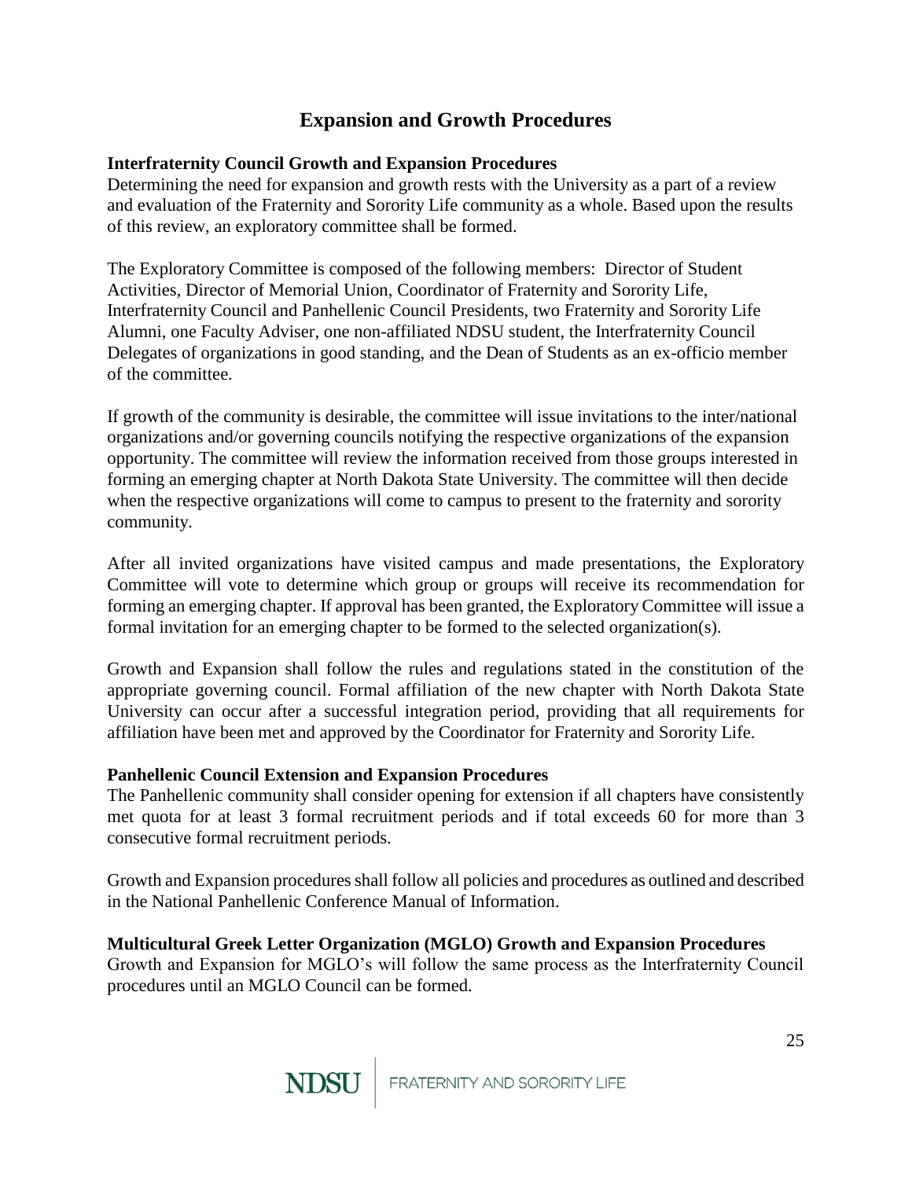# Expansion and Growth Procedures

## Interfraternity Council Growth and Expansion Procedures

Determining the need for expansion and growth rests with the University as a part of a review and evaluation of the Fraternity and Sorority Life community as a whole. Based upon the results of this review, an exploratory committee shall be formed.

The Exploratory Committee is composed of the following members: Director of Student Activities, Director of Memorial Union, Coordinator of Fraternity and Sorority Life, Interfraternity Council and Panhellenic Council Presidents, two Fraternity and Sorority Life Alumni, one Faculty Adviser, one non-affiliated NDSU student, the Interfraternity Council Delegates of organizations in good standing, and the Dean of Students as an ex-officio member of the committee.

If growth of the community is desirable, the committee will issue invitations to the inter/national organizations and/or governing councils notifying the respective organizations of the expansion opportunity. The committee will review the information received from those groups interested in forming an emerging chapter at North Dakota State University. The committee will then decide when the respective organizations will come to campus to present to the fraternity and sorority community.

After all invited organizations have visited campus and made presentations, the Exploratory Committee will vote to determine which group or groups will receive its recommendation for forming an emerging chapter. If approval has been granted, the Exploratory Committee will issue a formal invitation for an emerging chapter to be formed to the selected organization(s).

Growth and Expansion shall follow the rules and regulations stated in the constitution of the appropriate governing council. Formal affiliation of the new chapter with North Dakota State University can occur after a successful integration period, providing that all requirements for affiliation have been met and approved by the Coordinator for Fraternity and Sorority Life.

## Panhellenic Council Extension and Expansion Procedures

The Panhellenic community shall consider opening for extension if all chapters have consistently met quota for at least 3 formal recruitment periods and if total exceeds 60 for more than 3 consecutive formal recruitment periods.

Growth and Expansion procedures shall follow all policies and procedures as outlined and described in the National Panhellenic Conference Manual of Information.

## Multicultural Greek Letter Organization (MGLO) Growth and Expansion Procedures

Growth and Expansion for MGLO's will follow the same process as the Interfraternity Council procedures until an MGLO Council can be formed.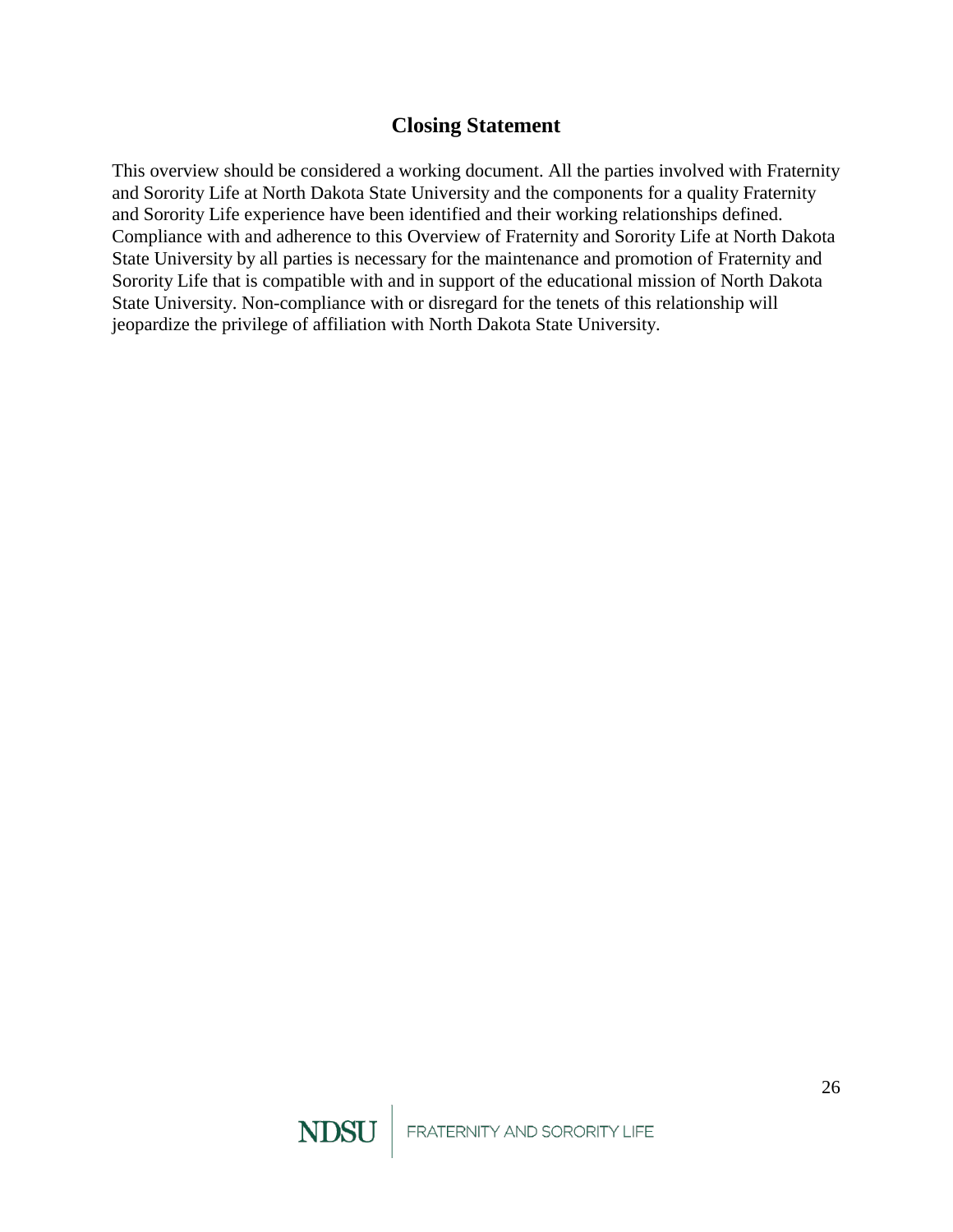## Closing Statement

This overview should be considered a working document. All the parties involved with Fraternity and Sorority Life at North Dakota State University and the components for a quality Fraternity and Sorority Life experience have been identified and their working relationships defined. Compliance with and adherence to this Overview of Fraternity and Sorority Life at North Dakota State University by all parties is necessary for the maintenance and promotion of Fraternity and Sorority Life that is compatible with and in support of the educational mission of North Dakota State University. Non-compliance with or disregard for the tenets of this relationship will jeopardize the privilege of affiliation with North Dakota State University.